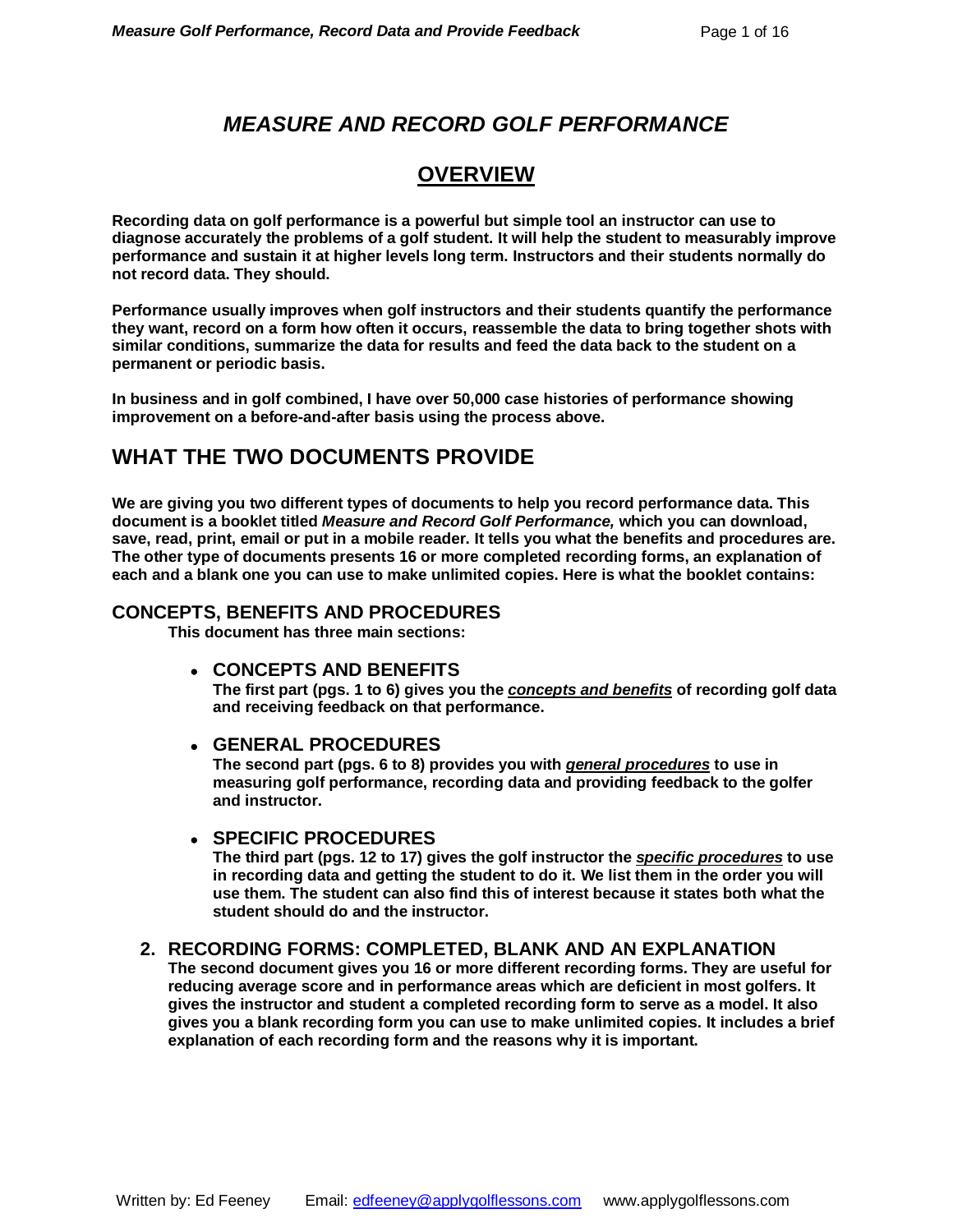# *MEASURE AND RECORD GOLF PERFORMANCE*

## OVERVIEW

**Recording data on golf performance is a powerful but simple tool an instructor can use to diagnose accurately the problems of a golf student. It will help the student to measurably improve performance and sustain it at higher levels long term. Instructors and their students normally do not record data. They should.**

**Performance usually improves when golf instructors and their students quantify the performance they want, record on a form how often it occurs, reassemble the data to bring together shots with similar conditions, summarize the data for results and feed the data back to the student on a permanent or periodic basis.**

**In business and in golf combined, I have over 50,000 case histories of performance showing improvement on a before-and-after basis using the process above.**

## WHAT THE TWO DOCUMENTS PROVIDE

**We are giving you two different types of documents to help you record performance data. This document is a booklet titled *Measure and Record Golf Performance,* which you can download, save, read, print, email or put in a mobile reader. It tells you what the benefits and procedures are. The other type of documents presents 16 or more completed recording forms, an explanation of each and a blank one you can use to make unlimited copies. Here is what the booklet contains:**

### CONCEPTS, BENEFITS AND PROCEDURES

**This document has three main sections:**

- **CONCEPTS AND BENEFITS**
  **The first part (pgs. 1 to 6) gives you the *concepts and benefits* of recording golf data and receiving feedback on that performance.**

- **GENERAL PROCEDURES**
  **The second part (pgs. 6 to 8) provides you with *general procedures* to use in measuring golf performance, recording data and providing feedback to the golfer and instructor.**

- **SPECIFIC PROCEDURES**
  **The third part (pgs. 12 to 17) gives the golf instructor the *specific procedures* to use in recording data and getting the student to do it. We list them in the order you will use them. The student can also find this of interest because it states both what the student should do and the instructor.**

2. **RECORDING FORMS: COMPLETED, BLANK AND AN EXPLANATION**
   **The second document gives you 16 or more different recording forms. They are useful for reducing average score and in performance areas which are deficient in most golfers. It gives the instructor and student a completed recording form to serve as a model. It also gives you a blank recording form you can use to make unlimited copies. It includes a brief explanation of each recording form and the reasons why it is important.**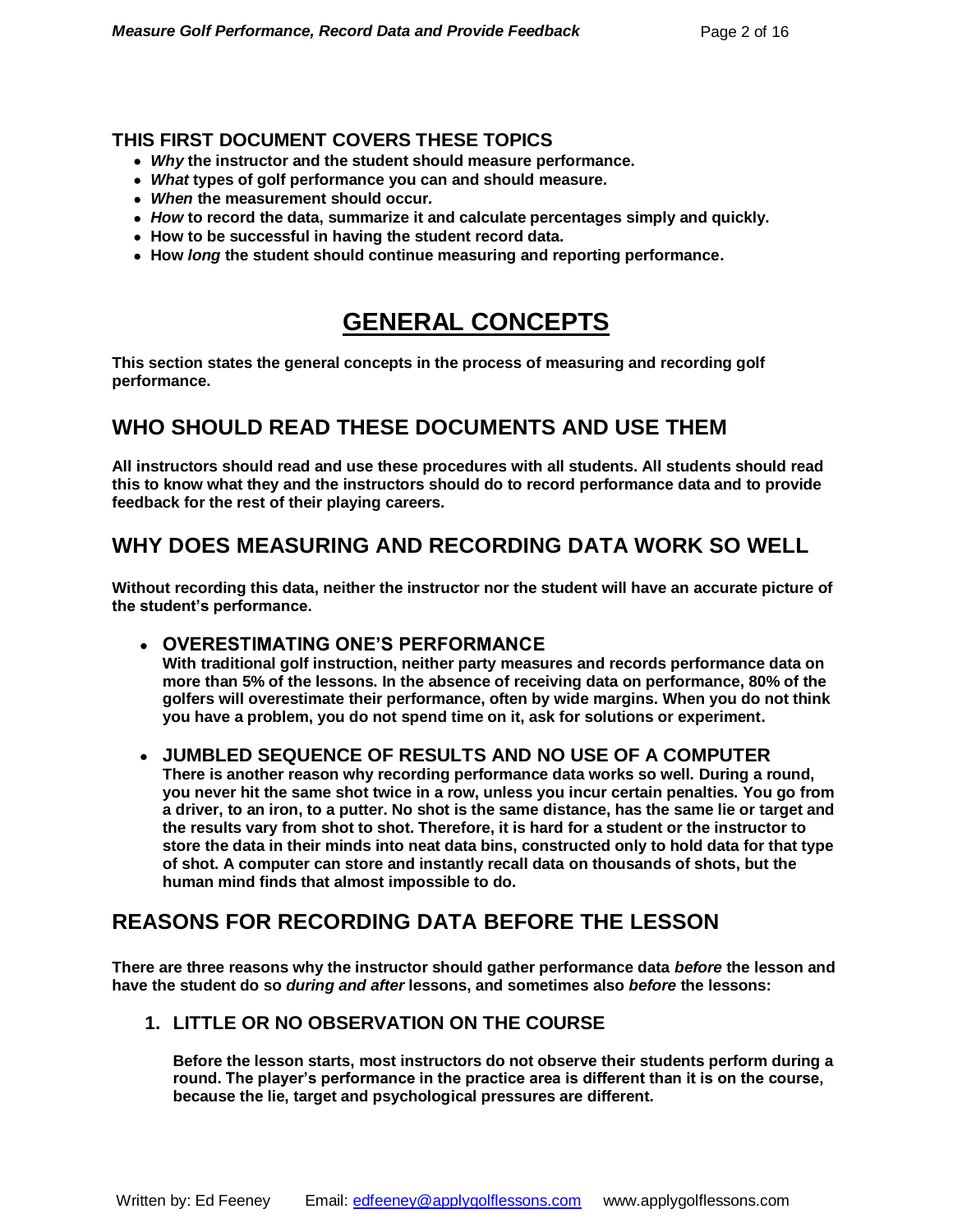### THIS FIRST DOCUMENT COVERS THESE TOPICS

- ***Why*** **the instructor and the student should measure performance.**
- ***What*** **types of golf performance you can and should measure.**
- ***When*** **the measurement should occur.**
- ***How*** **to record the data, summarize it and calculate percentages simply and quickly.**
- **How to be successful in having the student record data.**
- **How *long* the student should continue measuring and reporting performance.**

# GENERAL CONCEPTS

**This section states the general concepts in the process of measuring and recording golf performance.**

## WHO SHOULD READ THESE DOCUMENTS AND USE THEM

**All instructors should read and use these procedures with all students. All students should read this to know what they and the instructors should do to record performance data and to provide feedback for the rest of their playing careers.**

## WHY DOES MEASURING AND RECORDING DATA WORK SO WELL

**Without recording this data, neither the instructor nor the student will have an accurate picture of the student's performance.**

- **OVERESTIMATING ONE'S PERFORMANCE**
  **With traditional golf instruction, neither party measures and records performance data on more than 5% of the lessons. In the absence of receiving data on performance, 80% of the golfers will overestimate their performance, often by wide margins. When you do not think you have a problem, you do not spend time on it, ask for solutions or experiment.**

- **JUMBLED SEQUENCE OF RESULTS AND NO USE OF A COMPUTER**
  **There is another reason why recording performance data works so well. During a round, you never hit the same shot twice in a row, unless you incur certain penalties. You go from a driver, to an iron, to a putter. No shot is the same distance, has the same lie or target and the results vary from shot to shot. Therefore, it is hard for a student or the instructor to store the data in their minds into neat data bins, constructed only to hold data for that type of shot. A computer can store and instantly recall data on thousands of shots, but the human mind finds that almost impossible to do.**

## REASONS FOR RECORDING DATA BEFORE THE LESSON

**There are three reasons why the instructor should gather performance data *before* the lesson and have the student do so *during and after* lessons, and sometimes also *before* the lessons:**

### 1. LITTLE OR NO OBSERVATION ON THE COURSE

**Before the lesson starts, most instructors do not observe their students perform during a round. The player's performance in the practice area is different than it is on the course, because the lie, target and psychological pressures are different.**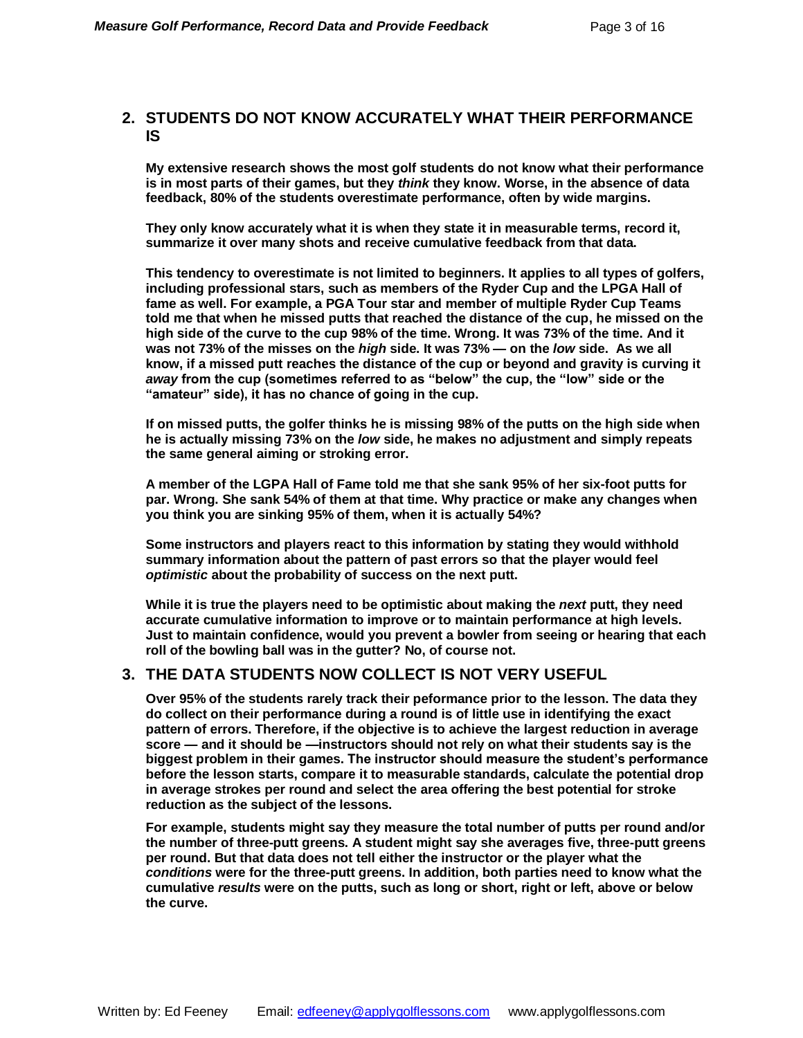## 2. STUDENTS DO NOT KNOW ACCURATELY WHAT THEIR PERFORMANCE IS

**My extensive research shows the most golf students do not know what their performance is in most parts of their games, but they *think* they know. Worse, in the absence of data feedback, 80% of the students overestimate performance, often by wide margins.**

**They only know accurately what it is when they state it in measurable terms, record it, summarize it over many shots and receive cumulative feedback from that data.**

**This tendency to overestimate is not limited to beginners. It applies to all types of golfers, including professional stars, such as members of the Ryder Cup and the LPGA Hall of fame as well. For example, a PGA Tour star and member of multiple Ryder Cup Teams told me that when he missed putts that reached the distance of the cup, he missed on the high side of the curve to the cup 98% of the time. Wrong. It was 73% of the time. And it was not 73% of the misses on the *high* side. It was 73% — on the *low* side. As we all know, if a missed putt reaches the distance of the cup or beyond and gravity is curving it *away* from the cup (sometimes referred to as "below" the cup, the "low" side or the "amateur" side), it has no chance of going in the cup.**

**If on missed putts, the golfer thinks he is missing 98% of the putts on the high side when he is actually missing 73% on the *low* side, he makes no adjustment and simply repeats the same general aiming or stroking error.**

**A member of the LGPA Hall of Fame told me that she sank 95% of her six-foot putts for par. Wrong. She sank 54% of them at that time. Why practice or make any changes when you think you are sinking 95% of them, when it is actually 54%?**

**Some instructors and players react to this information by stating they would withhold summary information about the pattern of past errors so that the player would feel *optimistic* about the probability of success on the next putt.**

**While it is true the players need to be optimistic about making the *next* putt, they need accurate cumulative information to improve or to maintain performance at high levels. Just to maintain confidence, would you prevent a bowler from seeing or hearing that each roll of the bowling ball was in the gutter? No, of course not.**

## 3. THE DATA STUDENTS NOW COLLECT IS NOT VERY USEFUL

**Over 95% of the students rarely track their peformance prior to the lesson. The data they do collect on their performance during a round is of little use in identifying the exact pattern of errors. Therefore, if the objective is to achieve the largest reduction in average score — and it should be —instructors should not rely on what their students say is the biggest problem in their games. The instructor should measure the student's performance before the lesson starts, compare it to measurable standards, calculate the potential drop in average strokes per round and select the area offering the best potential for stroke reduction as the subject of the lessons.**

**For example, students might say they measure the total number of putts per round and/or the number of three-putt greens. A student might say she averages five, three-putt greens per round. But that data does not tell either the instructor or the player what the *conditions* were for the three-putt greens. In addition, both parties need to know what the cumulative *results* were on the putts, such as long or short, right or left, above or below the curve.**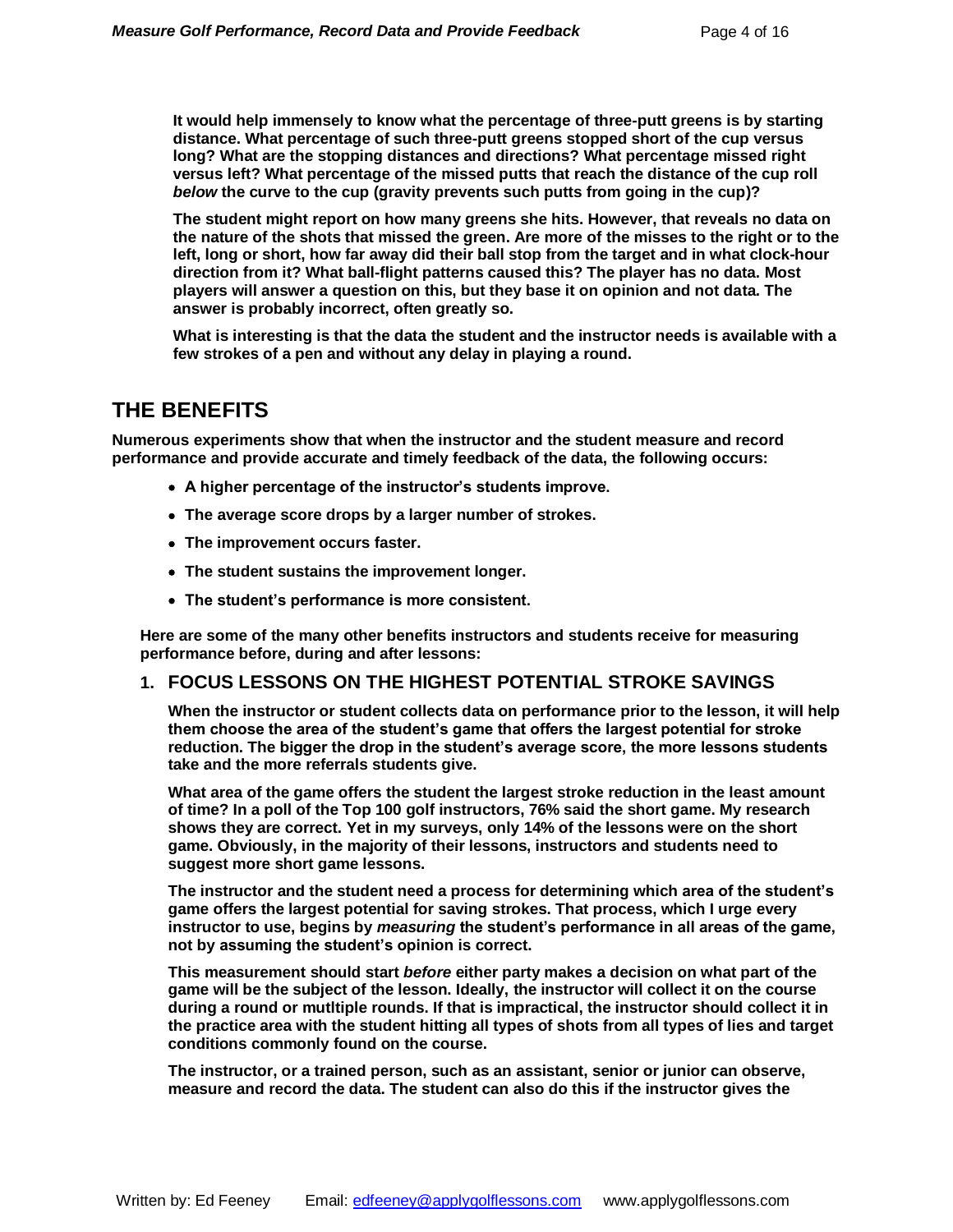**It would help immensely to know what the percentage of three-putt greens is by starting distance. What percentage of such three-putt greens stopped short of the cup versus long? What are the stopping distances and directions? What percentage missed right versus left? What percentage of the missed putts that reach the distance of the cup roll *below* the curve to the cup (gravity prevents such putts from going in the cup)?**

**The student might report on how many greens she hits. However, that reveals no data on the nature of the shots that missed the green. Are more of the misses to the right or to the left, long or short, how far away did their ball stop from the target and in what clock-hour direction from it? What ball-flight patterns caused this? The player has no data. Most players will answer a question on this, but they base it on opinion and not data. The answer is probably incorrect, often greatly so.**

**What is interesting is that the data the student and the instructor needs is available with a few strokes of a pen and without any delay in playing a round.**

## THE BENEFITS

**Numerous experiments show that when the instructor and the student measure and record performance and provide accurate and timely feedback of the data, the following occurs:**

- **A higher percentage of the instructor's students improve.**
- **The average score drops by a larger number of strokes.**
- **The improvement occurs faster.**
- **The student sustains the improvement longer.**
- **The student's performance is more consistent.**

**Here are some of the many other benefits instructors and students receive for measuring performance before, during and after lessons:**

### 1. FOCUS LESSONS ON THE HIGHEST POTENTIAL STROKE SAVINGS

**When the instructor or student collects data on performance prior to the lesson, it will help them choose the area of the student's game that offers the largest potential for stroke reduction. The bigger the drop in the student's average score, the more lessons students take and the more referrals students give.**

**What area of the game offers the student the largest stroke reduction in the least amount of time? In a poll of the Top 100 golf instructors, 76% said the short game. My research shows they are correct. Yet in my surveys, only 14% of the lessons were on the short game. Obviously, in the majority of their lessons, instructors and students need to suggest more short game lessons.**

**The instructor and the student need a process for determining which area of the student's game offers the largest potential for saving strokes. That process, which I urge every instructor to use, begins by *measuring* the student's performance in all areas of the game, not by assuming the student's opinion is correct.**

**This measurement should start *before* either party makes a decision on what part of the game will be the subject of the lesson. Ideally, the instructor will collect it on the course during a round or mutltiple rounds. If that is impractical, the instructor should collect it in the practice area with the student hitting all types of shots from all types of lies and target conditions commonly found on the course.**

**The instructor, or a trained person, such as an assistant, senior or junior can observe, measure and record the data. The student can also do this if the instructor gives the**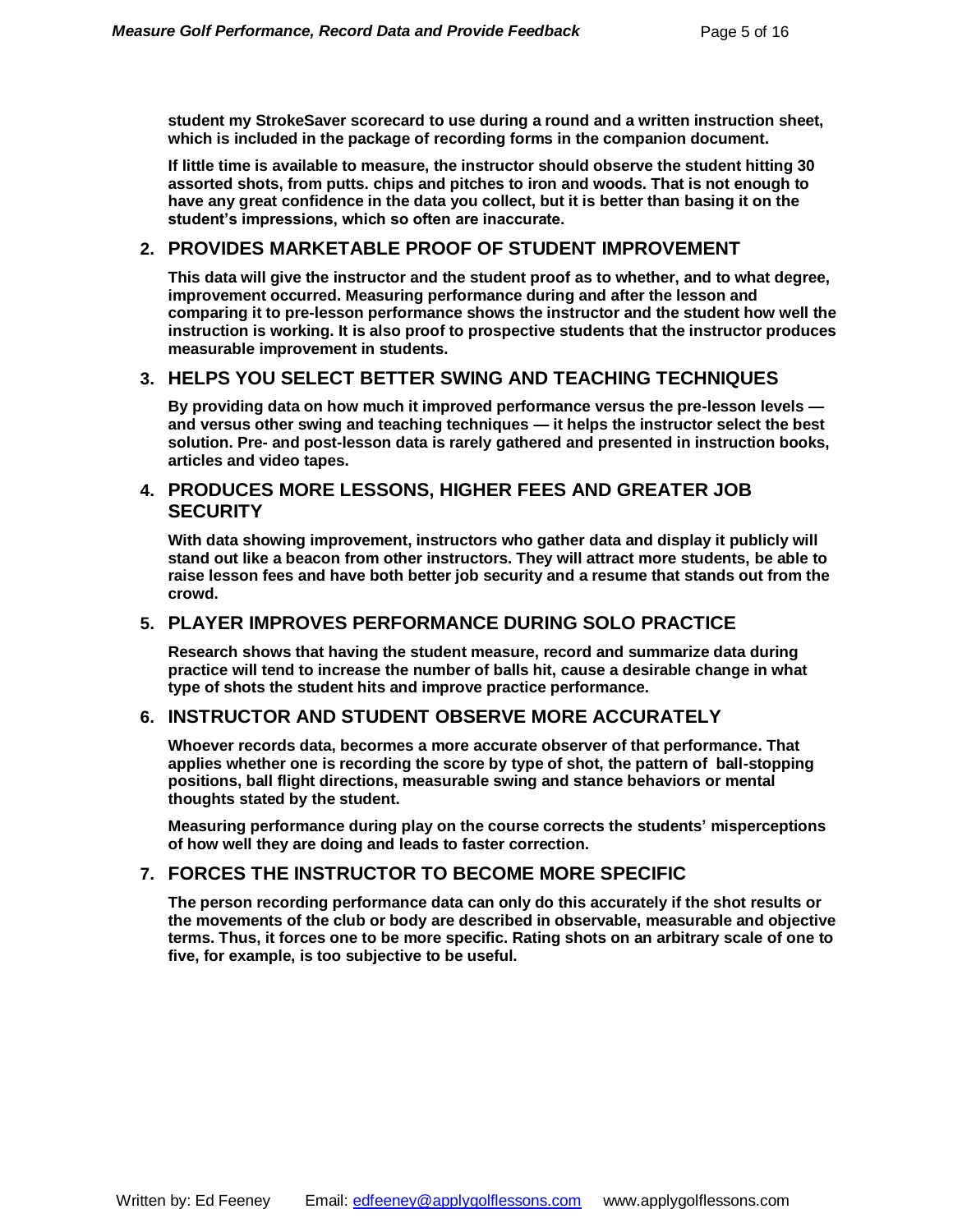**student my StrokeSaver scorecard to use during a round and a written instruction sheet, which is included in the package of recording forms in the companion document.**

**If little time is available to measure, the instructor should observe the student hitting 30 assorted shots, from putts. chips and pitches to iron and woods. That is not enough to have any great confidence in the data you collect, but it is better than basing it on the student's impressions, which so often are inaccurate.**

## 2. PROVIDES MARKETABLE PROOF OF STUDENT IMPROVEMENT

**This data will give the instructor and the student proof as to whether, and to what degree, improvement occurred. Measuring performance during and after the lesson and comparing it to pre-lesson performance shows the instructor and the student how well the instruction is working. It is also proof to prospective students that the instructor produces measurable improvement in students.**

## 3. HELPS YOU SELECT BETTER SWING AND TEACHING TECHNIQUES

**By providing data on how much it improved performance versus the pre-lesson levels — and versus other swing and teaching techniques — it helps the instructor select the best solution. Pre- and post-lesson data is rarely gathered and presented in instruction books, articles and video tapes.**

## 4. PRODUCES MORE LESSONS, HIGHER FEES AND GREATER JOB SECURITY

**With data showing improvement, instructors who gather data and display it publicly will stand out like a beacon from other instructors. They will attract more students, be able to raise lesson fees and have both better job security and a resume that stands out from the crowd.**

## 5. PLAYER IMPROVES PERFORMANCE DURING SOLO PRACTICE

**Research shows that having the student measure, record and summarize data during practice will tend to increase the number of balls hit, cause a desirable change in what type of shots the student hits and improve practice performance.**

## 6. INSTRUCTOR AND STUDENT OBSERVE MORE ACCURATELY

**Whoever records data, becormes a more accurate observer of that performance. That applies whether one is recording the score by type of shot, the pattern of ball-stopping positions, ball flight directions, measurable swing and stance behaviors or mental thoughts stated by the student.**

**Measuring performance during play on the course corrects the students' misperceptions of how well they are doing and leads to faster correction.**

## 7. FORCES THE INSTRUCTOR TO BECOME MORE SPECIFIC

**The person recording performance data can only do this accurately if the shot results or the movements of the club or body are described in observable, measurable and objective terms. Thus, it forces one to be more specific. Rating shots on an arbitrary scale of one to five, for example, is too subjective to be useful.**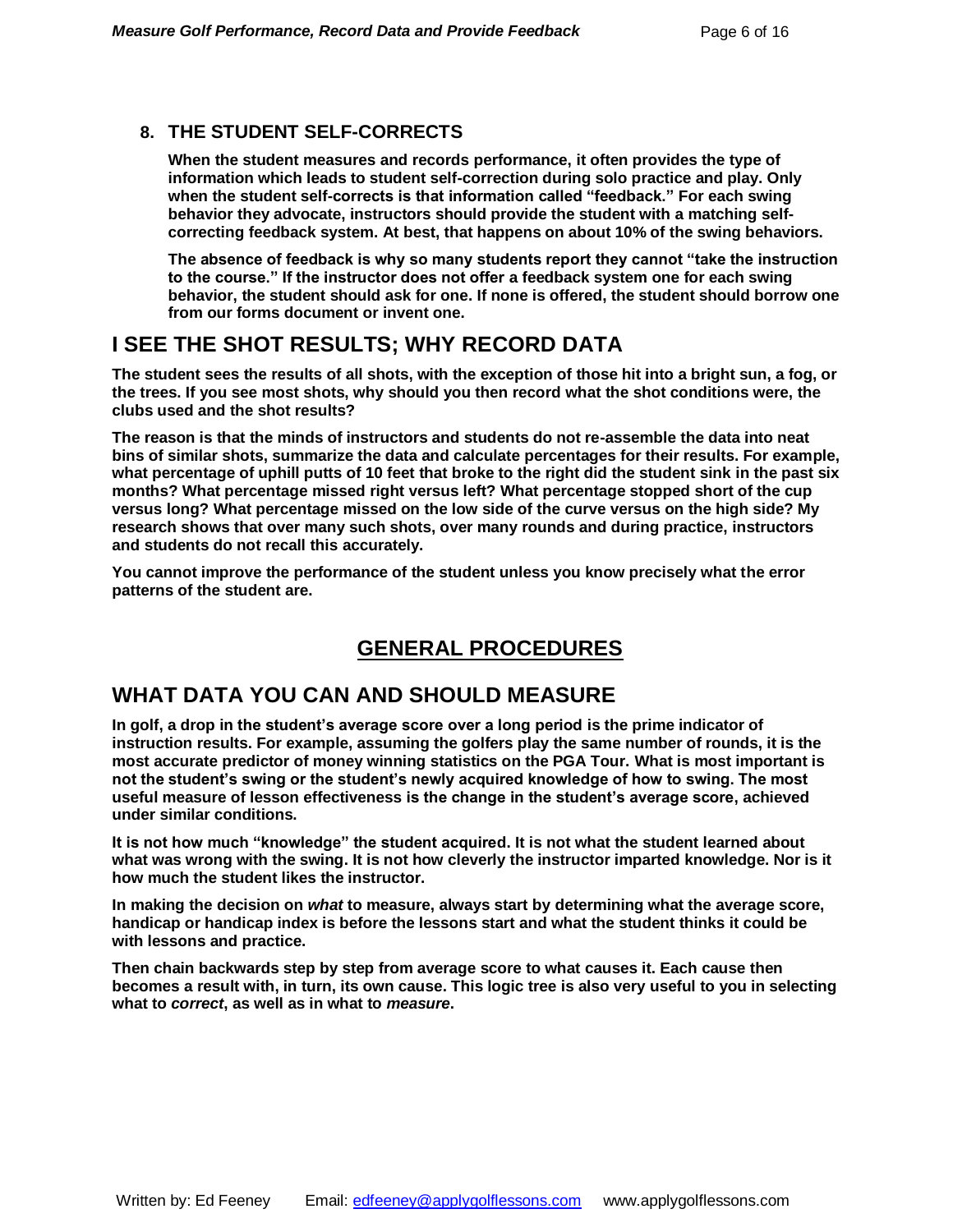**8. THE STUDENT SELF-CORRECTS**

**When the student measures and records performance, it often provides the type of information which leads to student self-correction during solo practice and play. Only when the student self-corrects is that information called "feedback." For each swing behavior they advocate, instructors should provide the student with a matching self-correcting feedback system. At best, that happens on about 10% of the swing behaviors.**

**The absence of feedback is why so many students report they cannot "take the instruction to the course." If the instructor does not offer a feedback system one for each swing behavior, the student should ask for one. If none is offered, the student should borrow one from our forms document or invent one.**

## I SEE THE SHOT RESULTS; WHY RECORD DATA

**The student sees the results of all shots, with the exception of those hit into a bright sun, a fog, or the trees. If you see most shots, why should you then record what the shot conditions were, the clubs used and the shot results?**

**The reason is that the minds of instructors and students do not re-assemble the data into neat bins of similar shots, summarize the data and calculate percentages for their results. For example, what percentage of uphill putts of 10 feet that broke to the right did the student sink in the past six months? What percentage missed right versus left? What percentage stopped short of the cup versus long? What percentage missed on the low side of the curve versus on the high side? My research shows that over many such shots, over many rounds and during practice, instructors and students do not recall this accurately.**

**You cannot improve the performance of the student unless you know precisely what the error patterns of the student are.**

# GENERAL PROCEDURES

## WHAT DATA YOU CAN AND SHOULD MEASURE

**In golf, a drop in the student's average score over a long period is the prime indicator of instruction results. For example, assuming the golfers play the same number of rounds, it is the most accurate predictor of money winning statistics on the PGA Tour. What is most important is not the student's swing or the student's newly acquired knowledge of how to swing. The most useful measure of lesson effectiveness is the change in the student's average score, achieved under similar conditions.**

**It is not how much "knowledge" the student acquired. It is not what the student learned about what was wrong with the swing. It is not how cleverly the instructor imparted knowledge. Nor is it how much the student likes the instructor.**

**In making the decision on *what* to measure, always start by determining what the average score, handicap or handicap index is before the lessons start and what the student thinks it could be with lessons and practice.**

**Then chain backwards step by step from average score to what causes it. Each cause then becomes a result with, in turn, its own cause. This logic tree is also very useful to you in selecting what to *correct*, as well as in what to *measure*.**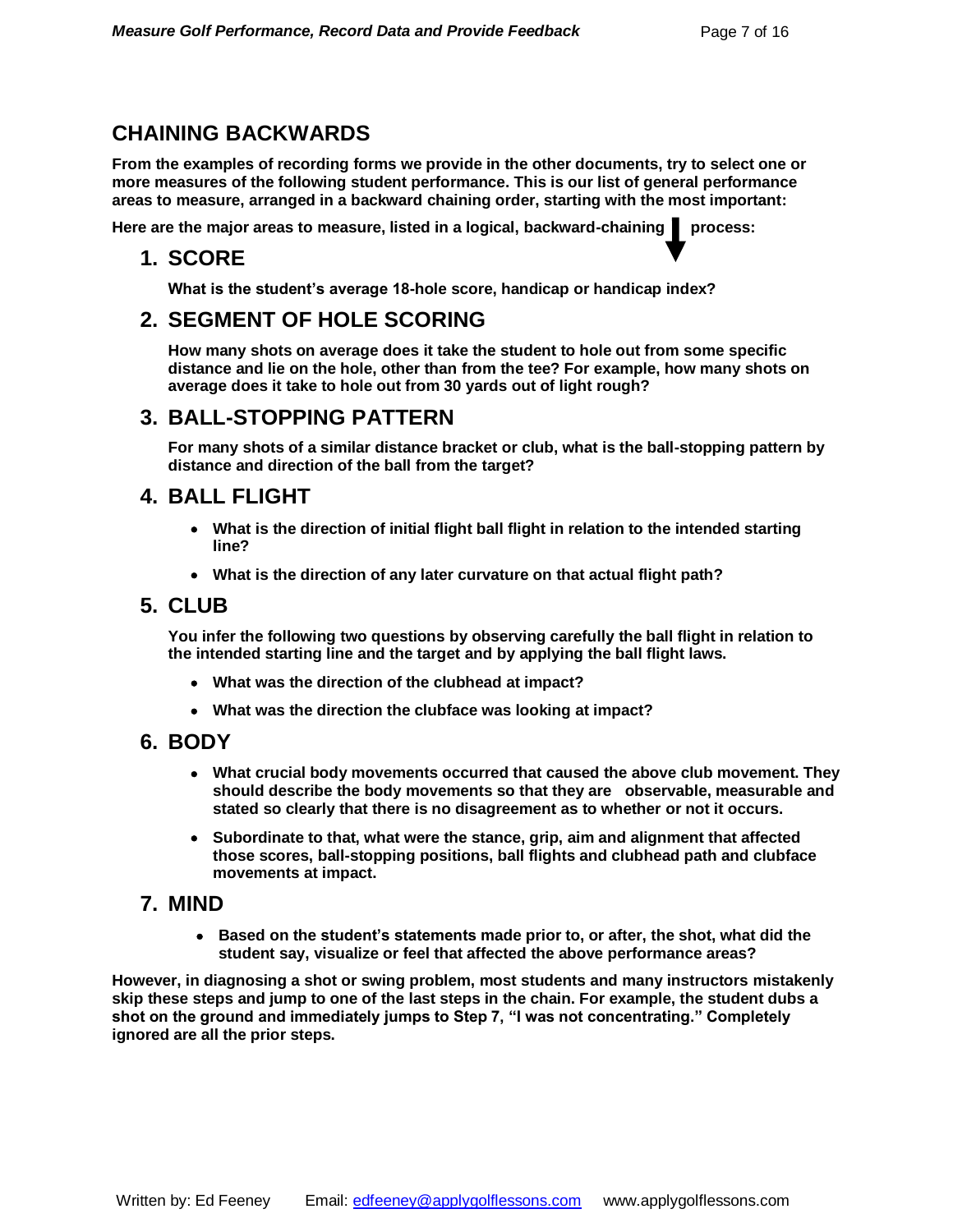## CHAINING BACKWARDS

**From the examples of recording forms we provide in the other documents, try to select one or more measures of the following student performance. This is our list of general performance areas to measure, arranged in a backward chaining order, starting with the most important:**

**Here are the major areas to measure, listed in a logical, backward-chaining ↓ process:**

### 1. SCORE

**What is the student's average 18-hole score, handicap or handicap index?**

### 2. SEGMENT OF HOLE SCORING

**How many shots on average does it take the student to hole out from some specific distance and lie on the hole, other than from the tee? For example, how many shots on average does it take to hole out from 30 yards out of light rough?**

### 3. BALL-STOPPING PATTERN

**For many shots of a similar distance bracket or club, what is the ball-stopping pattern by distance and direction of the ball from the target?**

### 4. BALL FLIGHT

- **What is the direction of initial flight ball flight in relation to the intended starting line?**
- **What is the direction of any later curvature on that actual flight path?**

### 5. CLUB

**You infer the following two questions by observing carefully the ball flight in relation to the intended starting line and the target and by applying the ball flight laws.**

- **What was the direction of the clubhead at impact?**
- **What was the direction the clubface was looking at impact?**

### 6. BODY

- **What crucial body movements occurred that caused the above club movement. They should describe the body movements so that they are observable, measurable and stated so clearly that there is no disagreement as to whether or not it occurs.**
- **Subordinate to that, what were the stance, grip, aim and alignment that affected those scores, ball-stopping positions, ball flights and clubhead path and clubface movements at impact.**

### 7. MIND

- **Based on the student's statements made prior to, or after, the shot, what did the student say, visualize or feel that affected the above performance areas?**

**However, in diagnosing a shot or swing problem, most students and many instructors mistakenly skip these steps and jump to one of the last steps in the chain. For example, the student dubs a shot on the ground and immediately jumps to Step 7, "I was not concentrating." Completely ignored are all the prior steps.**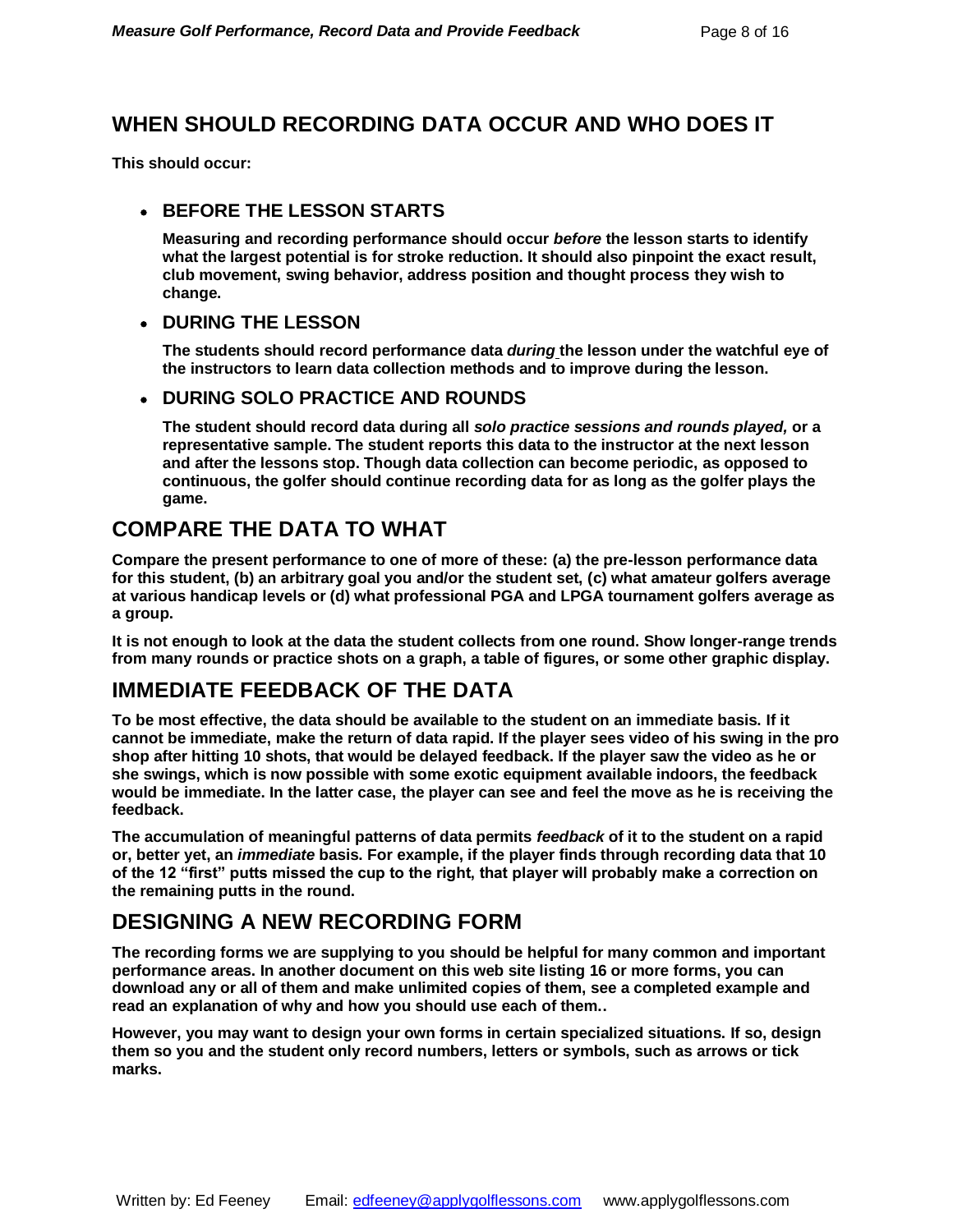## WHEN SHOULD RECORDING DATA OCCUR AND WHO DOES IT

**This should occur:**

- **BEFORE THE LESSON STARTS**

  **Measuring and recording performance should occur *before* the lesson starts to identify what the largest potential is for stroke reduction. It should also pinpoint the exact result, club movement, swing behavior, address position and thought process they wish to change.**

- **DURING THE LESSON**

  **The students should record performance data *during* the lesson under the watchful eye of the instructors to learn data collection methods and to improve during the lesson.**

- **DURING SOLO PRACTICE AND ROUNDS**

  **The student should record data during all *solo practice sessions and rounds played,* or a representative sample. The student reports this data to the instructor at the next lesson and after the lessons stop. Though data collection can become periodic, as opposed to continuous, the golfer should continue recording data for as long as the golfer plays the game.**

## COMPARE THE DATA TO WHAT

**Compare the present performance to one of more of these: (a) the pre-lesson performance data for this student, (b) an arbitrary goal you and/or the student set, (c) what amateur golfers average at various handicap levels or (d) what professional PGA and LPGA tournament golfers average as a group.**

**It is not enough to look at the data the student collects from one round. Show longer-range trends from many rounds or practice shots on a graph, a table of figures, or some other graphic display.**

## IMMEDIATE FEEDBACK OF THE DATA

**To be most effective, the data should be available to the student on an immediate basis. If it cannot be immediate, make the return of data rapid. If the player sees video of his swing in the pro shop after hitting 10 shots, that would be delayed feedback. If the player saw the video as he or she swings, which is now possible with some exotic equipment available indoors, the feedback would be immediate. In the latter case, the player can see and feel the move as he is receiving the feedback.**

**The accumulation of meaningful patterns of data permits *feedback* of it to the student on a rapid or, better yet, an *immediate* basis. For example, if the player finds through recording data that 10 of the 12 "first" putts missed the cup to the right, that player will probably make a correction on the remaining putts in the round.**

## DESIGNING A NEW RECORDING FORM

**The recording forms we are supplying to you should be helpful for many common and important performance areas. In another document on this web site listing 16 or more forms, you can download any or all of them and make unlimited copies of them, see a completed example and read an explanation of why and how you should use each of them..**

**However, you may want to design your own forms in certain specialized situations. If so, design them so you and the student only record numbers, letters or symbols, such as arrows or tick marks.**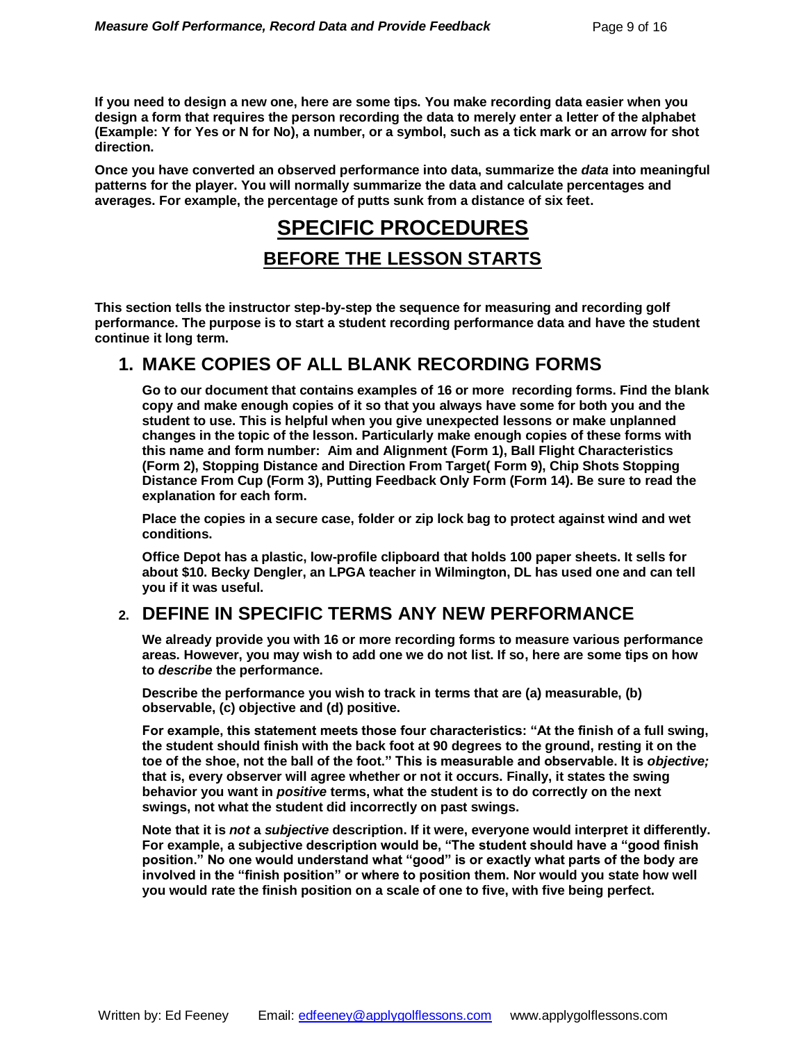**If you need to design a new one, here are some tips. You make recording data easier when you design a form that requires the person recording the data to merely enter a letter of the alphabet (Example: Y for Yes or N for No), a number, or a symbol, such as a tick mark or an arrow for shot direction.**

**Once you have converted an observed performance into data, summarize the *data* into meaningful patterns for the player. You will normally summarize the data and calculate percentages and averages. For example, the percentage of putts sunk from a distance of six feet.**

# SPECIFIC PROCEDURES

## BEFORE THE LESSON STARTS

**This section tells the instructor step-by-step the sequence for measuring and recording golf performance. The purpose is to start a student recording performance data and have the student continue it long term.**

### 1. MAKE COPIES OF ALL BLANK RECORDING FORMS

**Go to our document that contains examples of 16 or more recording forms. Find the blank copy and make enough copies of it so that you always have some for both you and the student to use. This is helpful when you give unexpected lessons or make unplanned changes in the topic of the lesson. Particularly make enough copies of these forms with this name and form number: Aim and Alignment (Form 1), Ball Flight Characteristics (Form 2), Stopping Distance and Direction From Target( Form 9), Chip Shots Stopping Distance From Cup (Form 3), Putting Feedback Only Form (Form 14). Be sure to read the explanation for each form.**

**Place the copies in a secure case, folder or zip lock bag to protect against wind and wet conditions.**

**Office Depot has a plastic, low-profile clipboard that holds 100 paper sheets. It sells for about $10. Becky Dengler, an LPGA teacher in Wilmington, DL has used one and can tell you if it was useful.**

### 2. DEFINE IN SPECIFIC TERMS ANY NEW PERFORMANCE

**We already provide you with 16 or more recording forms to measure various performance areas. However, you may wish to add one we do not list. If so, here are some tips on how to *describe* the performance.**

**Describe the performance you wish to track in terms that are (a) measurable, (b) observable, (c) objective and (d) positive.**

**For example, this statement meets those four characteristics: "At the finish of a full swing, the student should finish with the back foot at 90 degrees to the ground, resting it on the toe of the shoe, not the ball of the foot." This is measurable and observable. It is *objective;* that is, every observer will agree whether or not it occurs. Finally, it states the swing behavior you want in *positive* terms, what the student is to do correctly on the next swings, not what the student did incorrectly on past swings.**

**Note that it is *not* a *subjective* description. If it were, everyone would interpret it differently. For example, a subjective description would be, "The student should have a "good finish position." No one would understand what "good" is or exactly what parts of the body are involved in the "finish position" or where to position them. Nor would you state how well you would rate the finish position on a scale of one to five, with five being perfect.**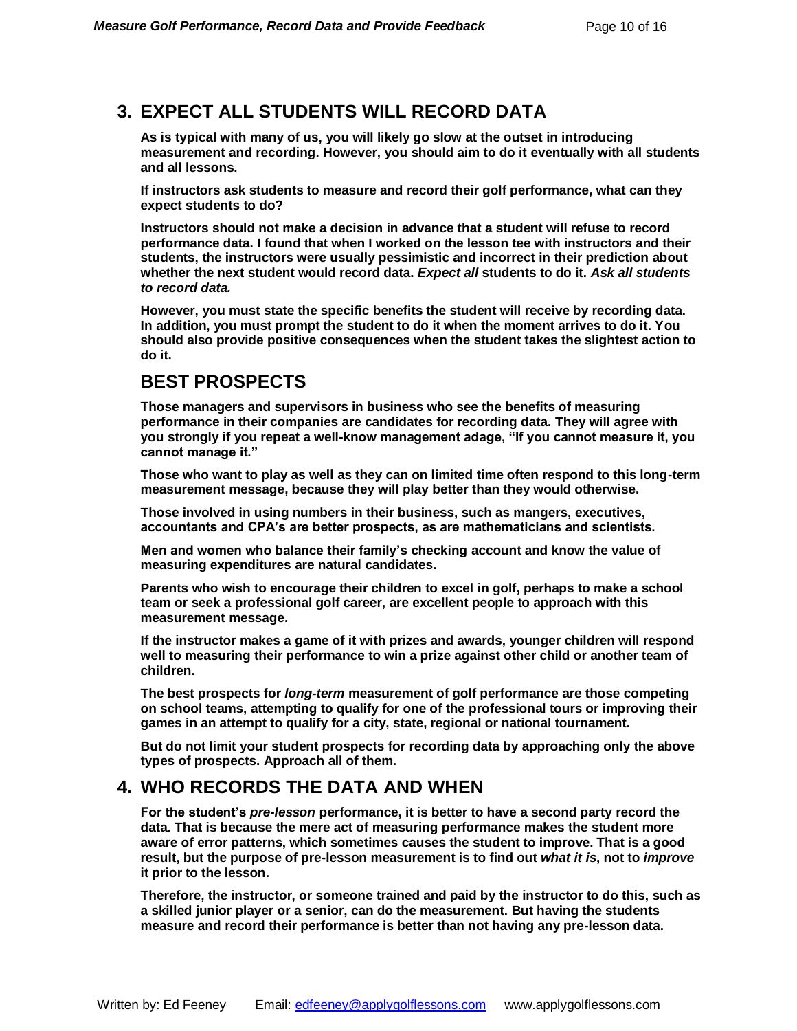## 3. EXPECT ALL STUDENTS WILL RECORD DATA

**As is typical with many of us, you will likely go slow at the outset in introducing measurement and recording. However, you should aim to do it eventually with all students and all lessons.**

**If instructors ask students to measure and record their golf performance, what can they expect students to do?**

**Instructors should not make a decision in advance that a student will refuse to record performance data. I found that when I worked on the lesson tee with instructors and their students, the instructors were usually pessimistic and incorrect in their prediction about whether the next student would record data. *Expect all* students to do it. *Ask all students to record data.***

**However, you must state the specific benefits the student will receive by recording data. In addition, you must prompt the student to do it when the moment arrives to do it. You should also provide positive consequences when the student takes the slightest action to do it.**

## BEST PROSPECTS

**Those managers and supervisors in business who see the benefits of measuring performance in their companies are candidates for recording data. They will agree with you strongly if you repeat a well-know management adage, "If you cannot measure it, you cannot manage it."**

**Those who want to play as well as they can on limited time often respond to this long-term measurement message, because they will play better than they would otherwise.**

**Those involved in using numbers in their business, such as mangers, executives, accountants and CPA's are better prospects, as are mathematicians and scientists.**

**Men and women who balance their family's checking account and know the value of measuring expenditures are natural candidates.**

**Parents who wish to encourage their children to excel in golf, perhaps to make a school team or seek a professional golf career, are excellent people to approach with this measurement message.**

**If the instructor makes a game of it with prizes and awards, younger children will respond well to measuring their performance to win a prize against other child or another team of children.**

**The best prospects for *long-term* measurement of golf performance are those competing on school teams, attempting to qualify for one of the professional tours or improving their games in an attempt to qualify for a city, state, regional or national tournament.**

**But do not limit your student prospects for recording data by approaching only the above types of prospects. Approach all of them.**

## 4. WHO RECORDS THE DATA AND WHEN

**For the student's *pre-lesson* performance, it is better to have a second party record the data. That is because the mere act of measuring performance makes the student more aware of error patterns, which sometimes causes the student to improve. That is a good result, but the purpose of pre-lesson measurement is to find out *what it is*, not to *improve* it prior to the lesson.**

**Therefore, the instructor, or someone trained and paid by the instructor to do this, such as a skilled junior player or a senior, can do the measurement. But having the students measure and record their performance is better than not having any pre-lesson data.**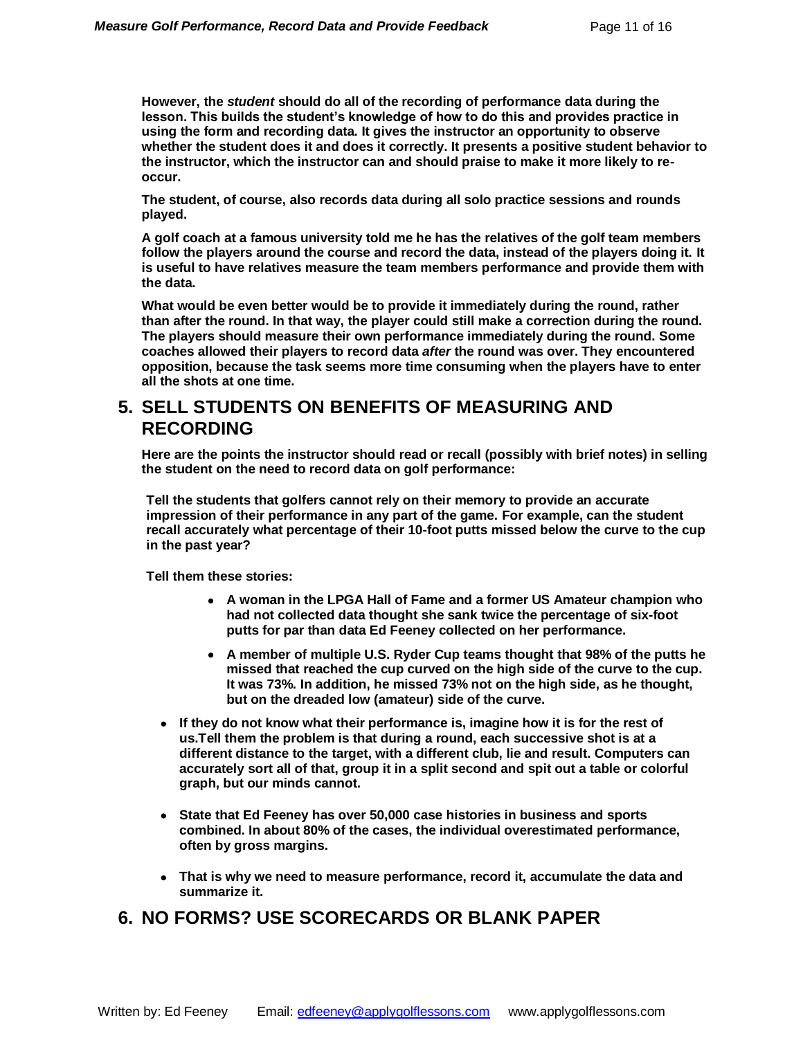**However, the *student* should do all of the recording of performance data during the lesson. This builds the student's knowledge of how to do this and provides practice in using the form and recording data. It gives the instructor an opportunity to observe whether the student does it and does it correctly. It presents a positive student behavior to the instructor, which the instructor can and should praise to make it more likely to re-occur.**

**The student, of course, also records data during all solo practice sessions and rounds played.**

**A golf coach at a famous university told me he has the relatives of the golf team members follow the players around the course and record the data, instead of the players doing it. It is useful to have relatives measure the team members performance and provide them with the data.**

**What would be even better would be to provide it immediately during the round, rather than after the round. In that way, the player could still make a correction during the round. The players should measure their own performance immediately during the round. Some coaches allowed their players to record data *after* the round was over. They encountered opposition, because the task seems more time consuming when the players have to enter all the shots at one time.**

## 5. SELL STUDENTS ON BENEFITS OF MEASURING AND RECORDING

**Here are the points the instructor should read or recall (possibly with brief notes) in selling the student on the need to record data on golf performance:**

**Tell the students that golfers cannot rely on their memory to provide an accurate impression of their performance in any part of the game. For example, can the student recall accurately what percentage of their 10-foot putts missed below the curve to the cup in the past year?**

**Tell them these stories:**

- **A woman in the LPGA Hall of Fame and a former US Amateur champion who had not collected data thought she sank twice the percentage of six-foot putts for par than data Ed Feeney collected on her performance.**
- **A member of multiple U.S. Ryder Cup teams thought that 98% of the putts he missed that reached the cup curved on the high side of the curve to the cup. It was 73%. In addition, he missed 73% not on the high side, as he thought, but on the dreaded low (amateur) side of the curve.**

- **If they do not know what their performance is, imagine how it is for the rest of us.Tell them the problem is that during a round, each successive shot is at a different distance to the target, with a different club, lie and result. Computers can accurately sort all of that, group it in a split second and spit out a table or colorful graph, but our minds cannot.**
- **State that Ed Feeney has over 50,000 case histories in business and sports combined. In about 80% of the cases, the individual overestimated performance, often by gross margins.**
- **That is why we need to measure performance, record it, accumulate the data and summarize it.**

## 6. NO FORMS? USE SCORECARDS OR BLANK PAPER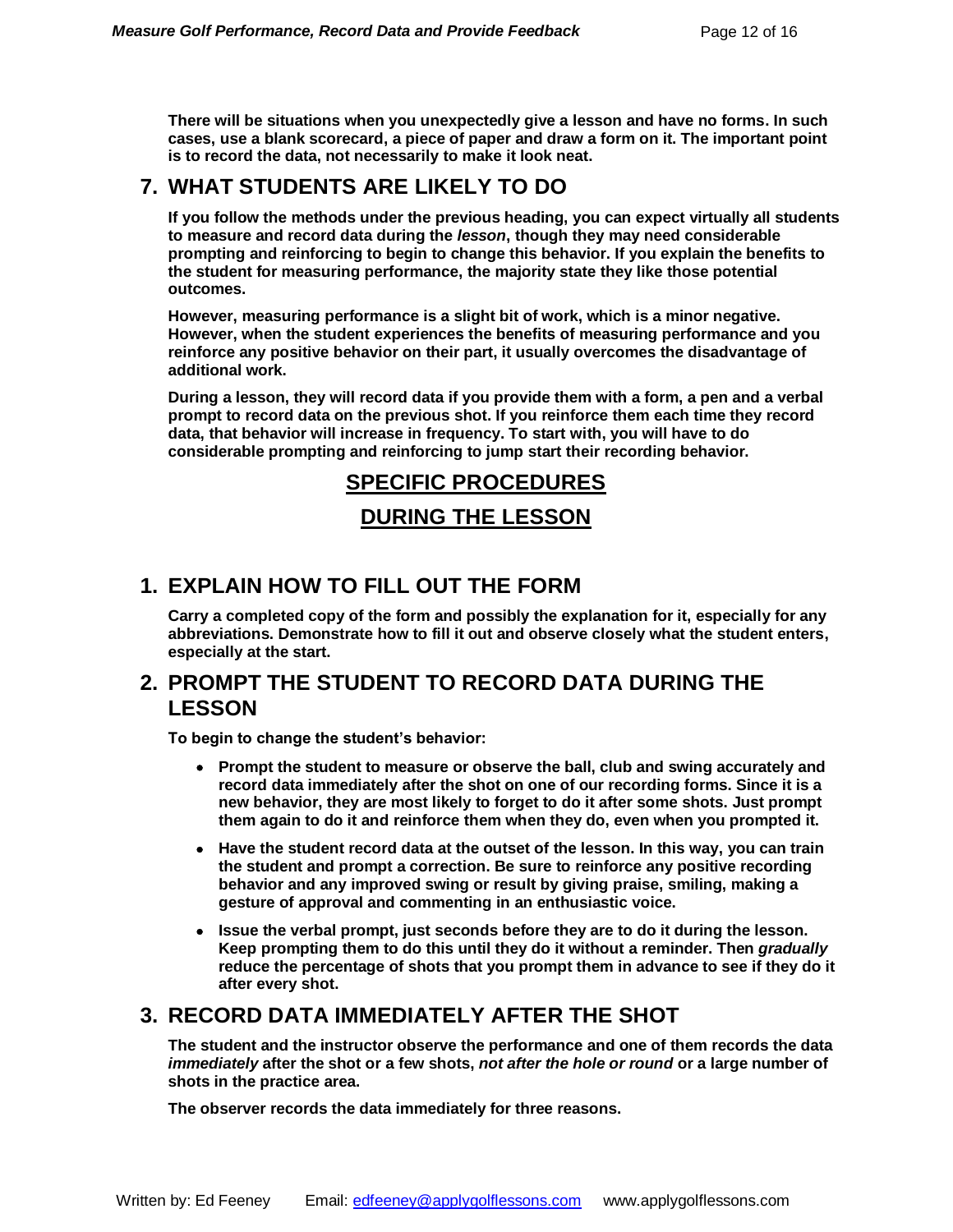**There will be situations when you unexpectedly give a lesson and have no forms. In such cases, use a blank scorecard, a piece of paper and draw a form on it. The important point is to record the data, not necessarily to make it look neat.**

## 7. WHAT STUDENTS ARE LIKELY TO DO

**If you follow the methods under the previous heading, you can expect virtually all students to measure and record data during the *lesson*, though they may need considerable prompting and reinforcing to begin to change this behavior. If you explain the benefits to the student for measuring performance, the majority state they like those potential outcomes.**

**However, measuring performance is a slight bit of work, which is a minor negative. However, when the student experiences the benefits of measuring performance and you reinforce any positive behavior on their part, it usually overcomes the disadvantage of additional work.**

**During a lesson, they will record data if you provide them with a form, a pen and a verbal prompt to record data on the previous shot. If you reinforce them each time they record data, that behavior will increase in frequency. To start with, you will have to do considerable prompting and reinforcing to jump start their recording behavior.**

# SPECIFIC PROCEDURES

# DURING THE LESSON

## 1. EXPLAIN HOW TO FILL OUT THE FORM

**Carry a completed copy of the form and possibly the explanation for it, especially for any abbreviations. Demonstrate how to fill it out and observe closely what the student enters, especially at the start.**

## 2. PROMPT THE STUDENT TO RECORD DATA DURING THE LESSON

**To begin to change the student's behavior:**

- **Prompt the student to measure or observe the ball, club and swing accurately and record data immediately after the shot on one of our recording forms. Since it is a new behavior, they are most likely to forget to do it after some shots. Just prompt them again to do it and reinforce them when they do, even when you prompted it.**
- **Have the student record data at the outset of the lesson. In this way, you can train the student and prompt a correction. Be sure to reinforce any positive recording behavior and any improved swing or result by giving praise, smiling, making a gesture of approval and commenting in an enthusiastic voice.**
- **Issue the verbal prompt, just seconds before they are to do it during the lesson. Keep prompting them to do this until they do it without a reminder. Then *gradually* reduce the percentage of shots that you prompt them in advance to see if they do it after every shot.**

## 3. RECORD DATA IMMEDIATELY AFTER THE SHOT

**The student and the instructor observe the performance and one of them records the data *immediately* after the shot or a few shots, *not after the hole or round* or a large number of shots in the practice area.**

**The observer records the data immediately for three reasons.**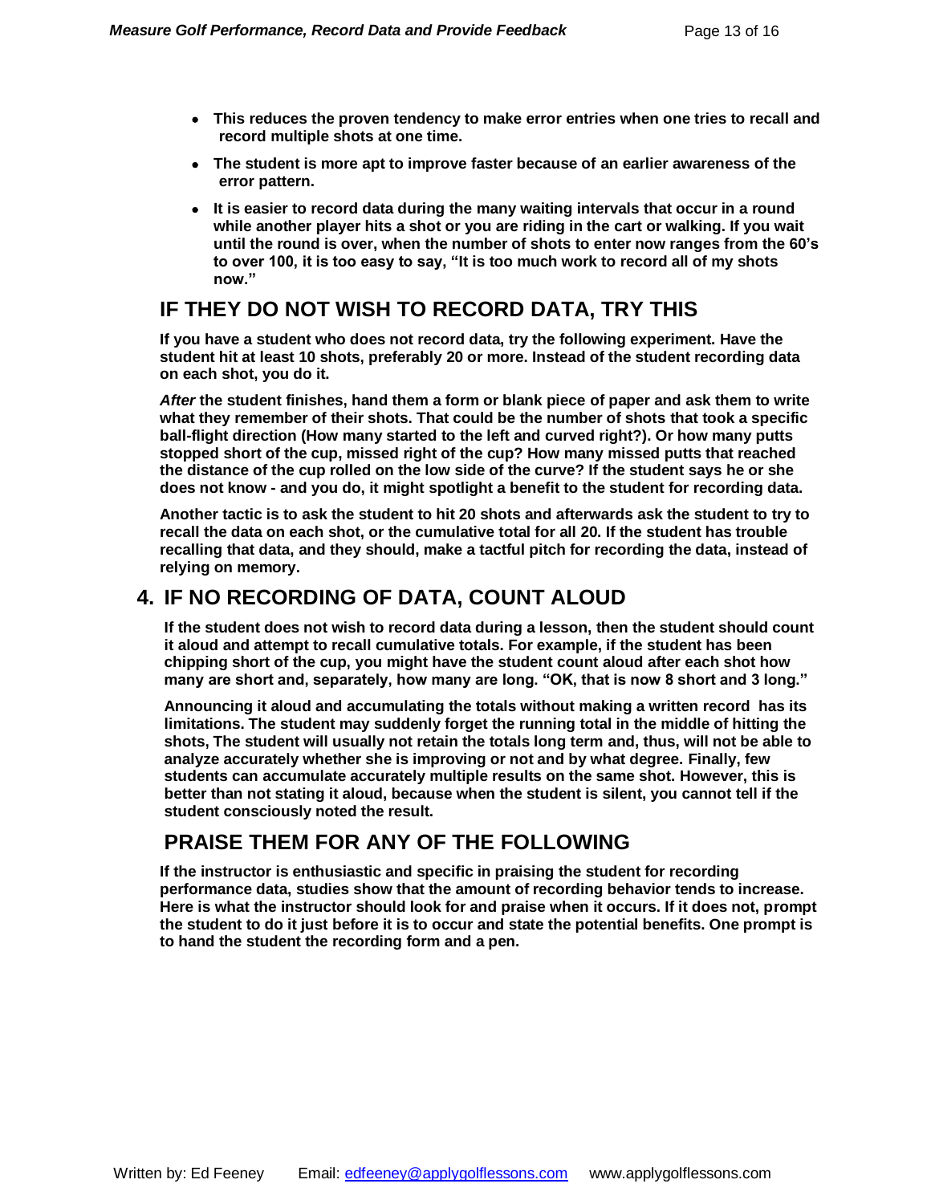- **This reduces the proven tendency to make error entries when one tries to recall and record multiple shots at one time.**
- **The student is more apt to improve faster because of an earlier awareness of the error pattern.**
- **It is easier to record data during the many waiting intervals that occur in a round while another player hits a shot or you are riding in the cart or walking. If you wait until the round is over, when the number of shots to enter now ranges from the 60's to over 100, it is too easy to say, "It is too much work to record all of my shots now."**

## IF THEY DO NOT WISH TO RECORD DATA, TRY THIS

**If you have a student who does not record data, try the following experiment. Have the student hit at least 10 shots, preferably 20 or more. Instead of the student recording data on each shot, you do it.**

***After*** **the student finishes, hand them a form or blank piece of paper and ask them to write what they remember of their shots. That could be the number of shots that took a specific ball-flight direction (How many started to the left and curved right?). Or how many putts stopped short of the cup, missed right of the cup? How many missed putts that reached the distance of the cup rolled on the low side of the curve? If the student says he or she does not know - and you do, it might spotlight a benefit to the student for recording data.**

**Another tactic is to ask the student to hit 20 shots and afterwards ask the student to try to recall the data on each shot, or the cumulative total for all 20. If the student has trouble recalling that data, and they should, make a tactful pitch for recording the data, instead of relying on memory.**

## 4. IF NO RECORDING OF DATA, COUNT ALOUD

**If the student does not wish to record data during a lesson, then the student should count it aloud and attempt to recall cumulative totals. For example, if the student has been chipping short of the cup, you might have the student count aloud after each shot how many are short and, separately, how many are long. "OK, that is now 8 short and 3 long."**

**Announcing it aloud and accumulating the totals without making a written record has its limitations. The student may suddenly forget the running total in the middle of hitting the shots, The student will usually not retain the totals long term and, thus, will not be able to analyze accurately whether she is improving or not and by what degree. Finally, few students can accumulate accurately multiple results on the same shot. However, this is better than not stating it aloud, because when the student is silent, you cannot tell if the student consciously noted the result.**

## PRAISE THEM FOR ANY OF THE FOLLOWING

**If the instructor is enthusiastic and specific in praising the student for recording performance data, studies show that the amount of recording behavior tends to increase. Here is what the instructor should look for and praise when it occurs. If it does not, prompt the student to do it just before it is to occur and state the potential benefits. One prompt is to hand the student the recording form and a pen.**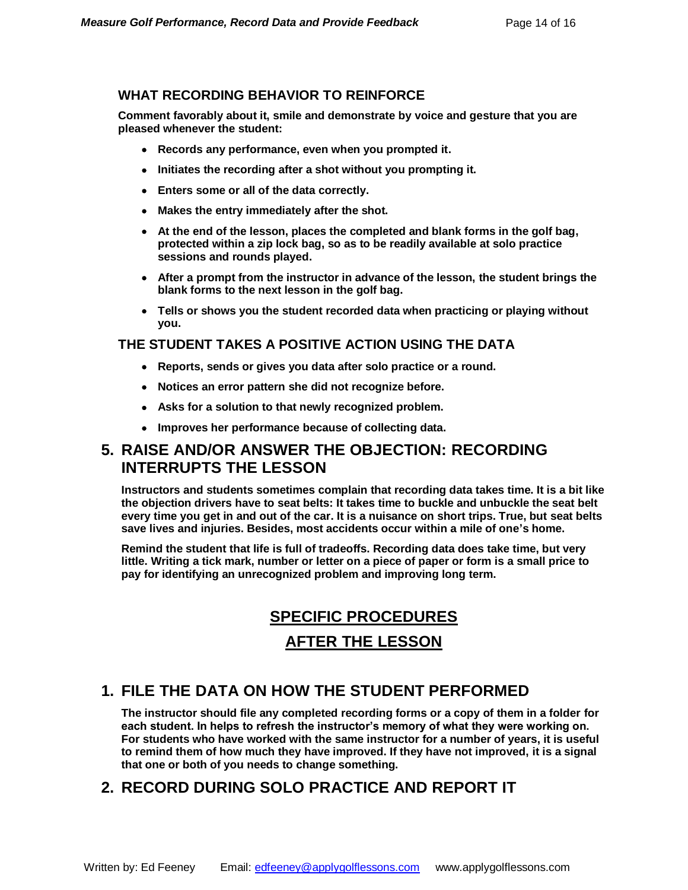### WHAT RECORDING BEHAVIOR TO REINFORCE

**Comment favorably about it, smile and demonstrate by voice and gesture that you are pleased whenever the student:**

- **Records any performance, even when you prompted it.**
- **Initiates the recording after a shot without you prompting it.**
- **Enters some or all of the data correctly.**
- **Makes the entry immediately after the shot.**
- **At the end of the lesson, places the completed and blank forms in the golf bag, protected within a zip lock bag, so as to be readily available at solo practice sessions and rounds played.**
- **After a prompt from the instructor in advance of the lesson, the student brings the blank forms to the next lesson in the golf bag.**
- **Tells or shows you the student recorded data when practicing or playing without you.**

### THE STUDENT TAKES A POSITIVE ACTION USING THE DATA

- **Reports, sends or gives you data after solo practice or a round.**
- **Notices an error pattern she did not recognize before.**
- **Asks for a solution to that newly recognized problem.**
- **Improves her performance because of collecting data.**

## 5. RAISE AND/OR ANSWER THE OBJECTION: RECORDING INTERRUPTS THE LESSON

**Instructors and students sometimes complain that recording data takes time. It is a bit like the objection drivers have to seat belts: It takes time to buckle and unbuckle the seat belt every time you get in and out of the car. It is a nuisance on short trips. True, but seat belts save lives and injuries. Besides, most accidents occur within a mile of one's home.**

**Remind the student that life is full of tradeoffs. Recording data does take time, but very little. Writing a tick mark, number or letter on a piece of paper or form is a small price to pay for identifying an unrecognized problem and improving long term.**

# SPECIFIC PROCEDURES

# AFTER THE LESSON

## 1. FILE THE DATA ON HOW THE STUDENT PERFORMED

**The instructor should file any completed recording forms or a copy of them in a folder for each student. In helps to refresh the instructor's memory of what they were working on. For students who have worked with the same instructor for a number of years, it is useful to remind them of how much they have improved. If they have not improved, it is a signal that one or both of you needs to change something.**

## 2. RECORD DURING SOLO PRACTICE AND REPORT IT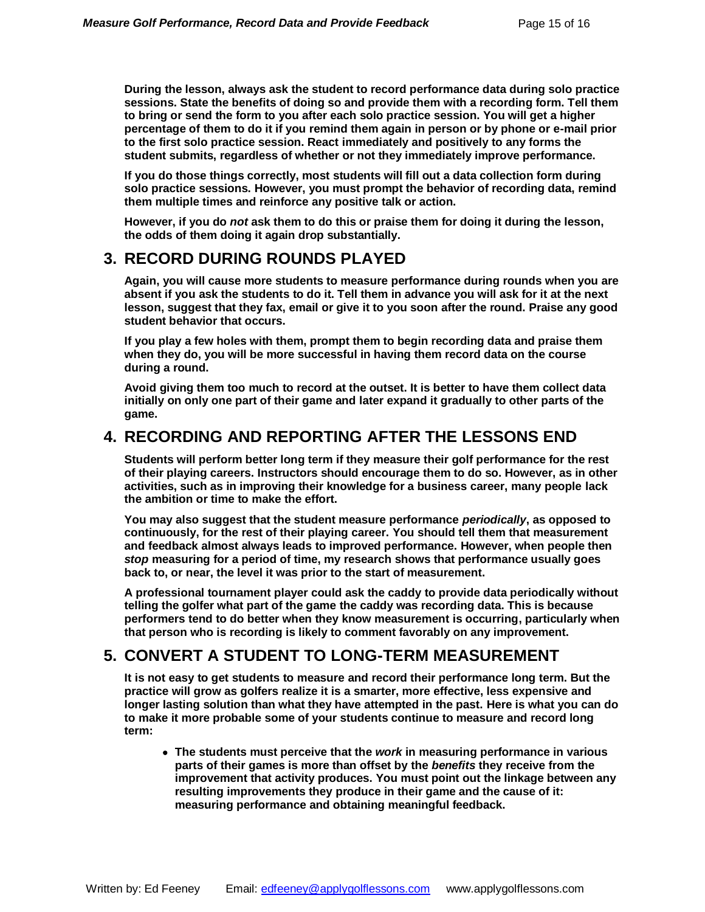**During the lesson, always ask the student to record performance data during solo practice sessions. State the benefits of doing so and provide them with a recording form. Tell them to bring or send the form to you after each solo practice session. You will get a higher percentage of them to do it if you remind them again in person or by phone or e-mail prior to the first solo practice session. React immediately and positively to any forms the student submits, regardless of whether or not they immediately improve performance.**

**If you do those things correctly, most students will fill out a data collection form during solo practice sessions. However, you must prompt the behavior of recording data, remind them multiple times and reinforce any positive talk or action.**

**However, if you do *not* ask them to do this or praise them for doing it during the lesson, the odds of them doing it again drop substantially.**

## 3. RECORD DURING ROUNDS PLAYED

**Again, you will cause more students to measure performance during rounds when you are absent if you ask the students to do it. Tell them in advance you will ask for it at the next lesson, suggest that they fax, email or give it to you soon after the round. Praise any good student behavior that occurs.**

**If you play a few holes with them, prompt them to begin recording data and praise them when they do, you will be more successful in having them record data on the course during a round.**

**Avoid giving them too much to record at the outset. It is better to have them collect data initially on only one part of their game and later expand it gradually to other parts of the game.**

## 4. RECORDING AND REPORTING AFTER THE LESSONS END

**Students will perform better long term if they measure their golf performance for the rest of their playing careers. Instructors should encourage them to do so. However, as in other activities, such as in improving their knowledge for a business career, many people lack the ambition or time to make the effort.**

**You may also suggest that the student measure performance *periodically*, as opposed to continuously, for the rest of their playing career. You should tell them that measurement and feedback almost always leads to improved performance. However, when people then *stop* measuring for a period of time, my research shows that performance usually goes back to, or near, the level it was prior to the start of measurement.**

**A professional tournament player could ask the caddy to provide data periodically without telling the golfer what part of the game the caddy was recording data. This is because performers tend to do better when they know measurement is occurring, particularly when that person who is recording is likely to comment favorably on any improvement.**

## 5. CONVERT A STUDENT TO LONG-TERM MEASUREMENT

**It is not easy to get students to measure and record their performance long term. But the practice will grow as golfers realize it is a smarter, more effective, less expensive and longer lasting solution than what they have attempted in the past. Here is what you can do to make it more probable some of your students continue to measure and record long term:**

- **The students must perceive that the *work* in measuring performance in various parts of their games is more than offset by the *benefits* they receive from the improvement that activity produces. You must point out the linkage between any resulting improvements they produce in their game and the cause of it: measuring performance and obtaining meaningful feedback.**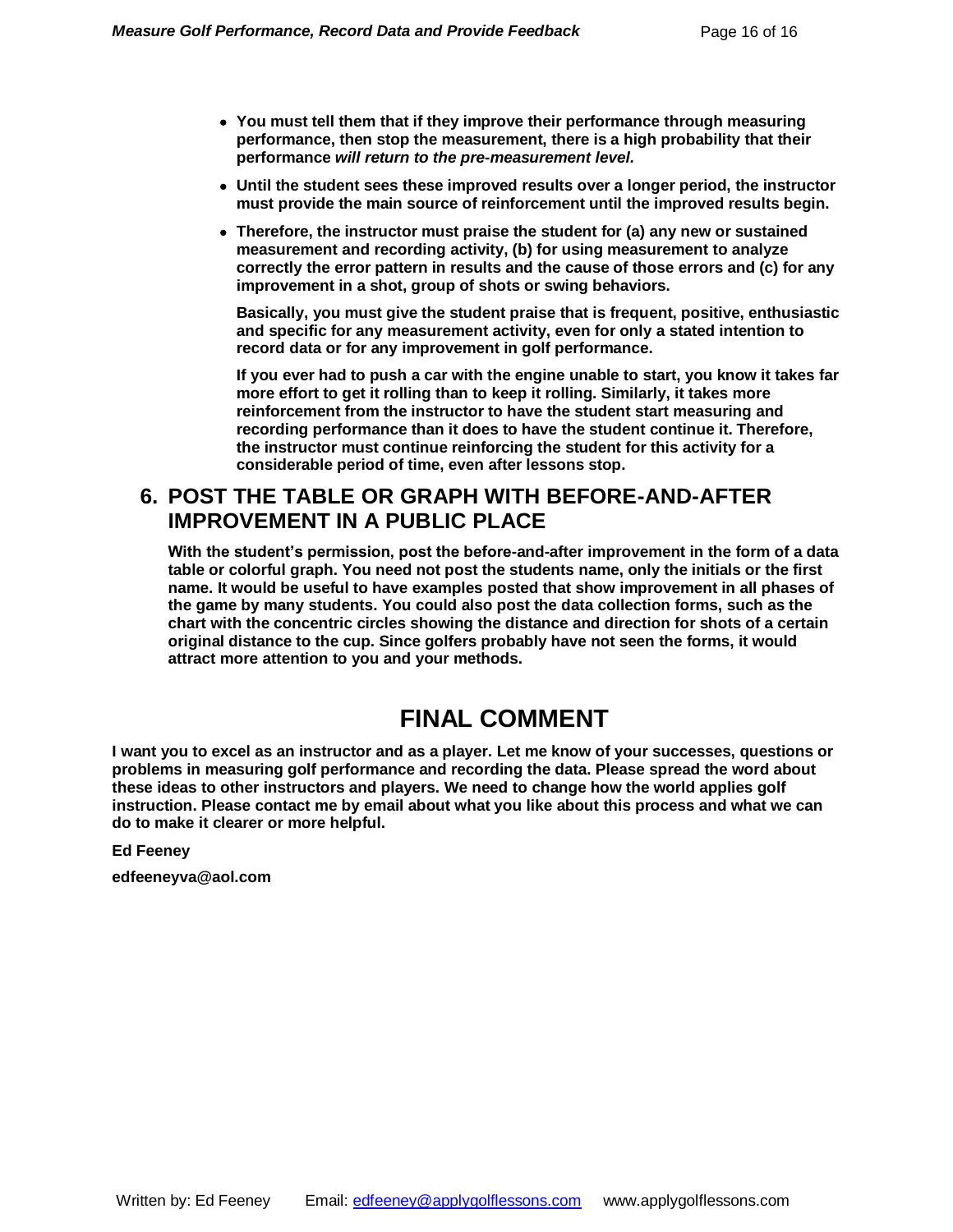- **You must tell them that if they improve their performance through measuring performance, then stop the measurement, there is a high probability that their performance *will return to the pre-measurement level.***
- **Until the student sees these improved results over a longer period, the instructor must provide the main source of reinforcement until the improved results begin.**
- **Therefore, the instructor must praise the student for (a) any new or sustained measurement and recording activity, (b) for using measurement to analyze correctly the error pattern in results and the cause of those errors and (c) for any improvement in a shot, group of shots or swing behaviors.**

  **Basically, you must give the student praise that is frequent, positive, enthusiastic and specific for any measurement activity, even for only a stated intention to record data or for any improvement in golf performance.**

  **If you ever had to push a car with the engine unable to start, you know it takes far more effort to get it rolling than to keep it rolling. Similarly, it takes more reinforcement from the instructor to have the student start measuring and recording performance than it does to have the student continue it. Therefore, the instructor must continue reinforcing the student for this activity for a considerable period of time, even after lessons stop.**

## 6. POST THE TABLE OR GRAPH WITH BEFORE-AND-AFTER IMPROVEMENT IN A PUBLIC PLACE

**With the student's permission, post the before-and-after improvement in the form of a data table or colorful graph. You need not post the students name, only the initials or the first name. It would be useful to have examples posted that show improvement in all phases of the game by many students. You could also post the data collection forms, such as the chart with the concentric circles showing the distance and direction for shots of a certain original distance to the cup. Since golfers probably have not seen the forms, it would attract more attention to you and your methods.**

# FINAL COMMENT

**I want you to excel as an instructor and as a player. Let me know of your successes, questions or problems in measuring golf performance and recording the data. Please spread the word about these ideas to other instructors and players. We need to change how the world applies golf instruction. Please contact me by email about what you like about this process and what we can do to make it clearer or more helpful.**

**Ed Feeney**

**edfeeneyva@aol.com**